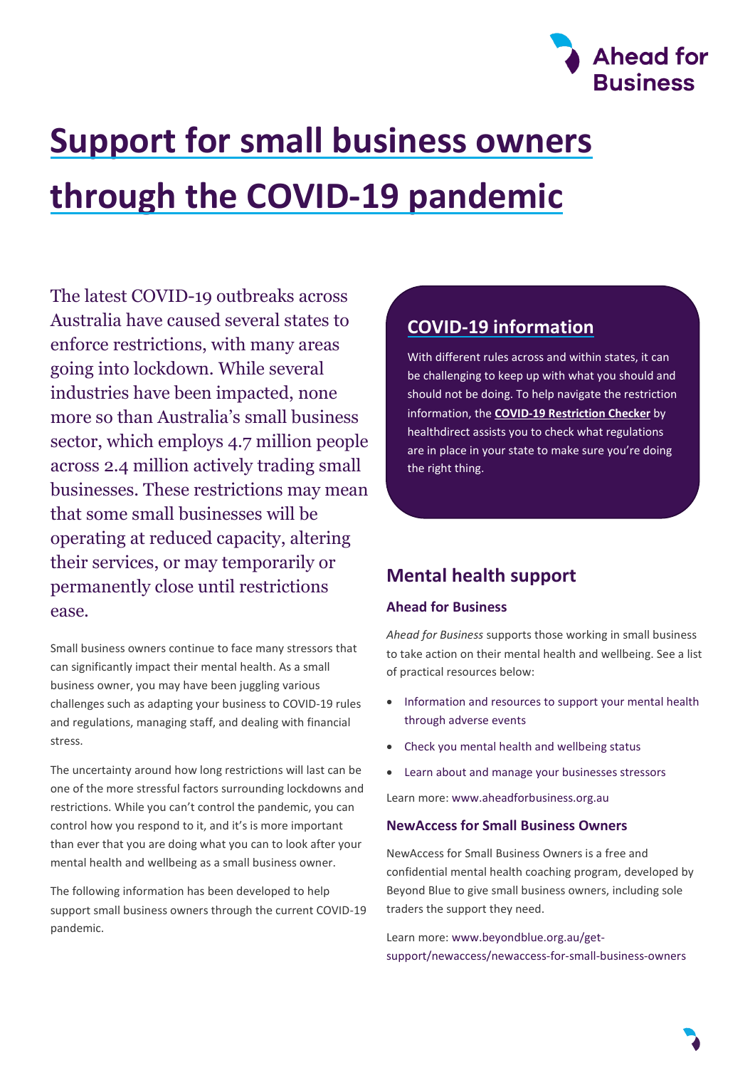# Support for small business owners through the COVID-19 pandemic

The latest COVID-19 outbreaks across Australia have caused several states to enforce restrictions, with many areas going into lockdown. While several industries have been impacted, none more so than Australia's small business sector, which employs 4.7 million people across 2.4 million actively trading small businesses. These restrictions may mean that some small businesses will be operating at reduced capacity, altering their services, or may temporarily or permanently close until restrictions ease.

Small business owners continue to face many stressors that can significantly impact their mental health. As a small business owner, you may have been juggling various challenges such as adapting your business to COVID-19 rules and regulations, managing staff, and dealing with financial stress.

The uncertainty around how long restrictions will last can be one of the more stressful factors surrounding lockdowns and restrictions. While you can't control the pandemic, you can control how you respond to it, and it's is more important than ever that you are doing what you can to look after your mental health and wellbeing as a small business owner.

The following information has been developed to help support small business owners through the current COVID-19 pandemic.

## COVID-19 information

With different rules across and within states, it can be challenging to keep up with what you should and should not be doing. To help navigate the restriction information, the **COVID-19 Restriction Checker** by healthdirect assists you to check what regulations are in place in your state to make sure you're doing the right thing.

## Mental health support

### Ahead for Business

*Ahead for Business* supports those working in small business to take action on their mental health and wellbeing. See a list of practical resources below:

- Information and resources to support your mental health through adverse events
- Check you mental health and wellbeing status
- Learn about and manage your businesses stressors

Learn more: www.aheadforbusiness.org.au

### NewAccess for Small Business Owners

NewAccess for Small Business Owners is a free and confidential mental health coaching program, developed by Beyond Blue to give small business owners, including sole traders the support they need.

Learn more: www.beyondblue.org.au/get-support/newaccess/newaccess-for-small-business-owners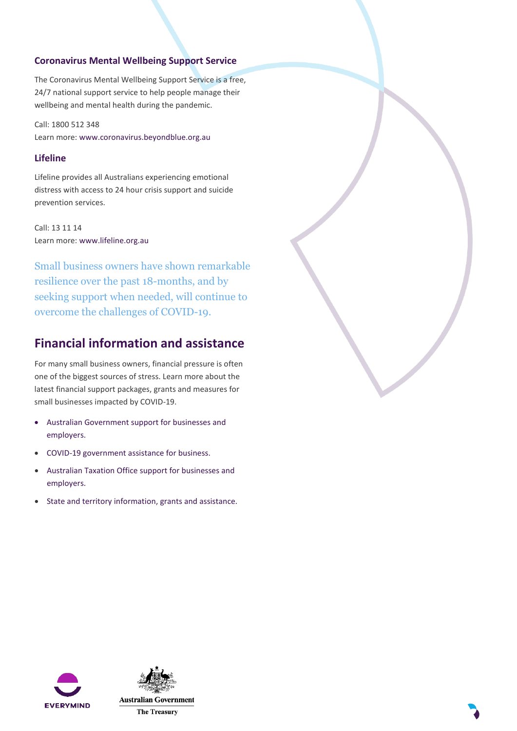### Coronavirus Mental Wellbeing Support Service

The Coronavirus Mental Wellbeing Support Service is a free, 24/7 national support service to help people manage their wellbeing and mental health during the pandemic.

Call: 1800 512 348
Learn more: www.coronavirus.beyondblue.org.au

### Lifeline

Lifeline provides all Australians experiencing emotional distress with access to 24 hour crisis support and suicide prevention services.

Call: 13 11 14
Learn more: www.lifeline.org.au

Small business owners have shown remarkable resilience over the past 18-months, and by seeking support when needed, will continue to overcome the challenges of COVID-19.

## Financial information and assistance

For many small business owners, financial pressure is often one of the biggest sources of stress. Learn more about the latest financial support packages, grants and measures for small businesses impacted by COVID-19.

- Australian Government support for businesses and employers.
- COVID-19 government assistance for business.
- Australian Taxation Office support for businesses and employers.
- State and territory information, grants and assistance.

EVERYMIND

Australian Government
The Treasury